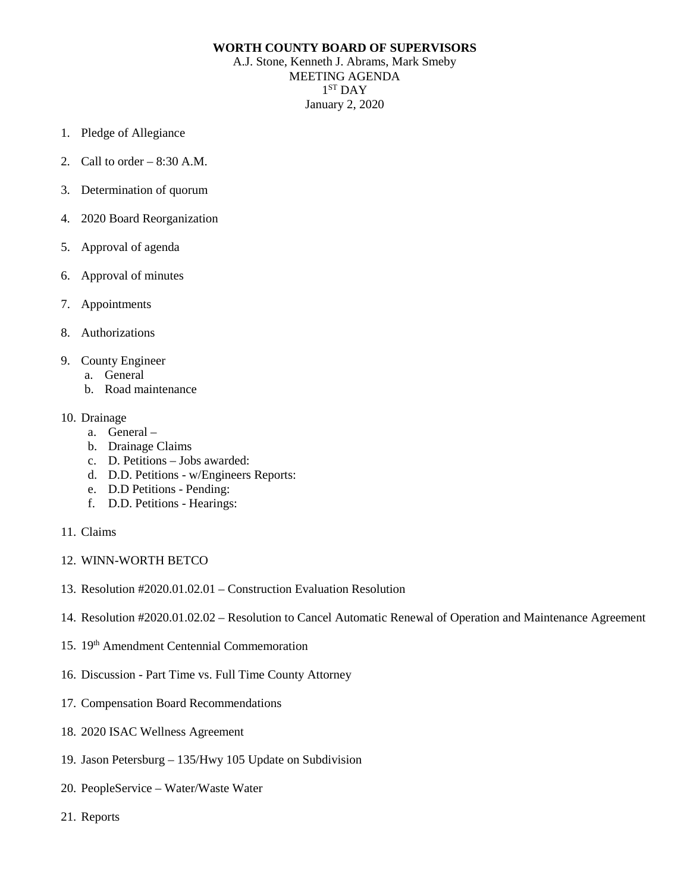**WORTH COUNTY BOARD OF SUPERVISORS**

A.J. Stone, Kenneth J. Abrams, Mark Smeby

MEETING AGENDA

1ST DAY

January 2, 2020

1. Pledge of Allegiance
2. Call to order – 8:30 A.M.
3. Determination of quorum
4. 2020 Board Reorganization
5. Approval of agenda
6. Approval of minutes
7. Appointments
8. Authorizations
9. County Engineer
   a. General
   b. Road maintenance
10. Drainage
    a. General –
    b. Drainage Claims
    c. D. Petitions – Jobs awarded:
    d. D.D. Petitions - w/Engineers Reports:
    e. D.D Petitions - Pending:
    f. D.D. Petitions - Hearings:
11. Claims
12. WINN-WORTH BETCO
13. Resolution #2020.01.02.01 – Construction Evaluation Resolution
14. Resolution #2020.01.02.02 – Resolution to Cancel Automatic Renewal of Operation and Maintenance Agreement
15. 19th Amendment Centennial Commemoration
16. Discussion - Part Time vs. Full Time County Attorney
17. Compensation Board Recommendations
18. 2020 ISAC Wellness Agreement
19. Jason Petersburg – 135/Hwy 105 Update on Subdivision
20. PeopleService – Water/Waste Water
21. Reports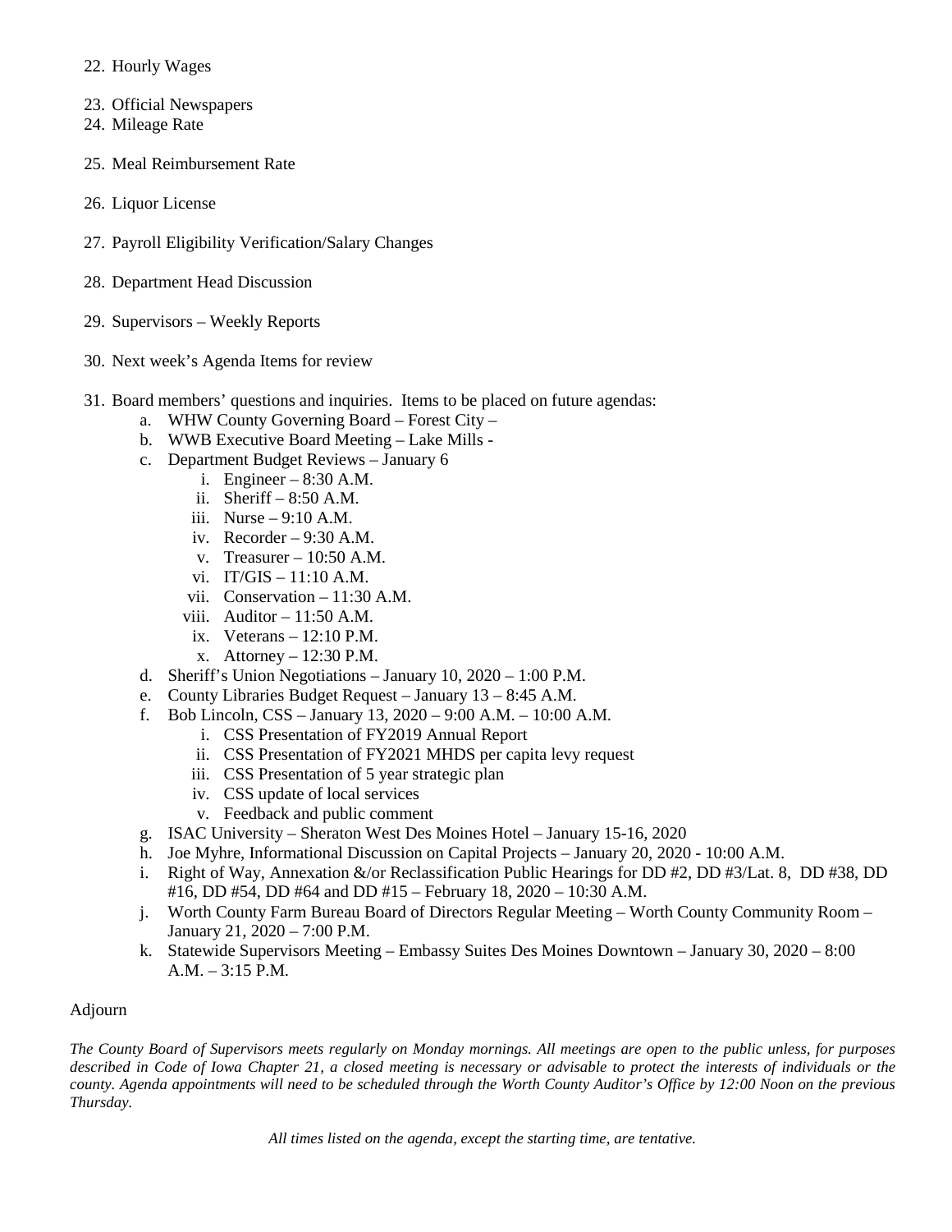22. Hourly Wages
23. Official Newspapers
24. Mileage Rate
25. Meal Reimbursement Rate
26. Liquor License
27. Payroll Eligibility Verification/Salary Changes
28. Department Head Discussion
29. Supervisors – Weekly Reports
30. Next week's Agenda Items for review
31. Board members' questions and inquiries. Items to be placed on future agendas:
    a. WHW County Governing Board – Forest City –
    b. WWB Executive Board Meeting – Lake Mills -
    c. Department Budget Reviews – January 6
        i. Engineer – 8:30 A.M.
        ii. Sheriff – 8:50 A.M.
        iii. Nurse – 9:10 A.M.
        iv. Recorder – 9:30 A.M.
        v. Treasurer – 10:50 A.M.
        vi. IT/GIS – 11:10 A.M.
        vii. Conservation – 11:30 A.M.
        viii. Auditor – 11:50 A.M.
        ix. Veterans – 12:10 P.M.
        x. Attorney – 12:30 P.M.
    d. Sheriff's Union Negotiations – January 10, 2020 – 1:00 P.M.
    e. County Libraries Budget Request – January 13 – 8:45 A.M.
    f. Bob Lincoln, CSS – January 13, 2020 – 9:00 A.M. – 10:00 A.M.
        i. CSS Presentation of FY2019 Annual Report
        ii. CSS Presentation of FY2021 MHDS per capita levy request
        iii. CSS Presentation of 5 year strategic plan
        iv. CSS update of local services
        v. Feedback and public comment
    g. ISAC University – Sheraton West Des Moines Hotel – January 15-16, 2020
    h. Joe Myhre, Informational Discussion on Capital Projects – January 20, 2020 - 10:00 A.M.
    i. Right of Way, Annexation &/or Reclassification Public Hearings for DD #2, DD #3/Lat. 8, DD #38, DD #16, DD #54, DD #64 and DD #15 – February 18, 2020 – 10:30 A.M.
    j. Worth County Farm Bureau Board of Directors Regular Meeting – Worth County Community Room – January 21, 2020 – 7:00 P.M.
    k. Statewide Supervisors Meeting – Embassy Suites Des Moines Downtown – January 30, 2020 – 8:00 A.M. – 3:15 P.M.

Adjourn

*The County Board of Supervisors meets regularly on Monday mornings. All meetings are open to the public unless, for purposes described in Code of Iowa Chapter 21, a closed meeting is necessary or advisable to protect the interests of individuals or the county. Agenda appointments will need to be scheduled through the Worth County Auditor's Office by 12:00 Noon on the previous Thursday.*

*All times listed on the agenda, except the starting time, are tentative.*